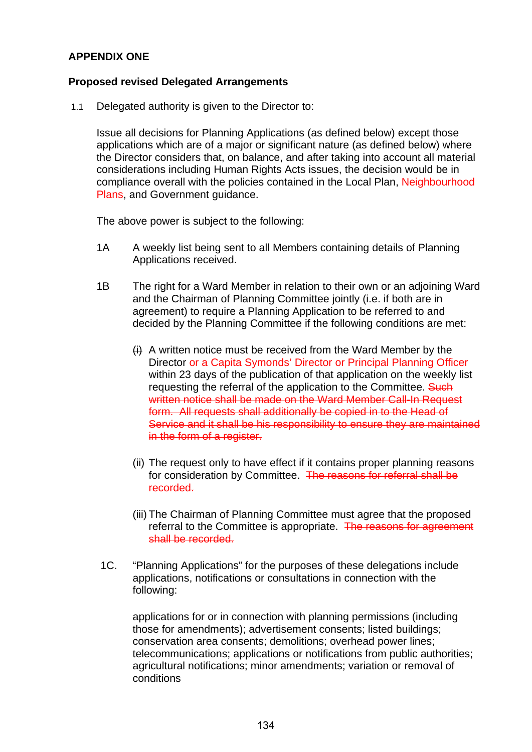**APPENDIX ONE**

**Proposed revised Delegated Arrangements**

1.1 Delegated authority is given to the Director to:

Issue all decisions for Planning Applications (as defined below) except those applications which are of a major or significant nature (as defined below) where the Director considers that, on balance, and after taking into account all material considerations including Human Rights Acts issues, the decision would be in compliance overall with the policies contained in the Local Plan, Neighbourhood Plans, and Government guidance.

The above power is subject to the following:

1A A weekly list being sent to all Members containing details of Planning Applications received.

1B The right for a Ward Member in relation to their own or an adjoining Ward and the Chairman of Planning Committee jointly (i.e. if both are in agreement) to require a Planning Application to be referred to and decided by the Planning Committee if the following conditions are met:

~~(i)~~ A written notice must be received from the Ward Member by the Director or a Capita Symonds' Director or Principal Planning Officer within 23 days of the publication of that application on the weekly list requesting the referral of the application to the Committee. ~~Such written notice shall be made on the Ward Member Call-In Request form. All requests shall additionally be copied in to the Head of Service and it shall be his responsibility to ensure they are maintained in the form of a register.~~

(ii) The request only to have effect if it contains proper planning reasons for consideration by Committee. ~~The reasons for referral shall be recorded.~~

(iii) The Chairman of Planning Committee must agree that the proposed referral to the Committee is appropriate. ~~The reasons for agreement shall be recorded.~~

1C. "Planning Applications" for the purposes of these delegations include applications, notifications or consultations in connection with the following:

applications for or in connection with planning permissions (including those for amendments); advertisement consents; listed buildings; conservation area consents; demolitions; overhead power lines; telecommunications; applications or notifications from public authorities; agricultural notifications; minor amendments; variation or removal of conditions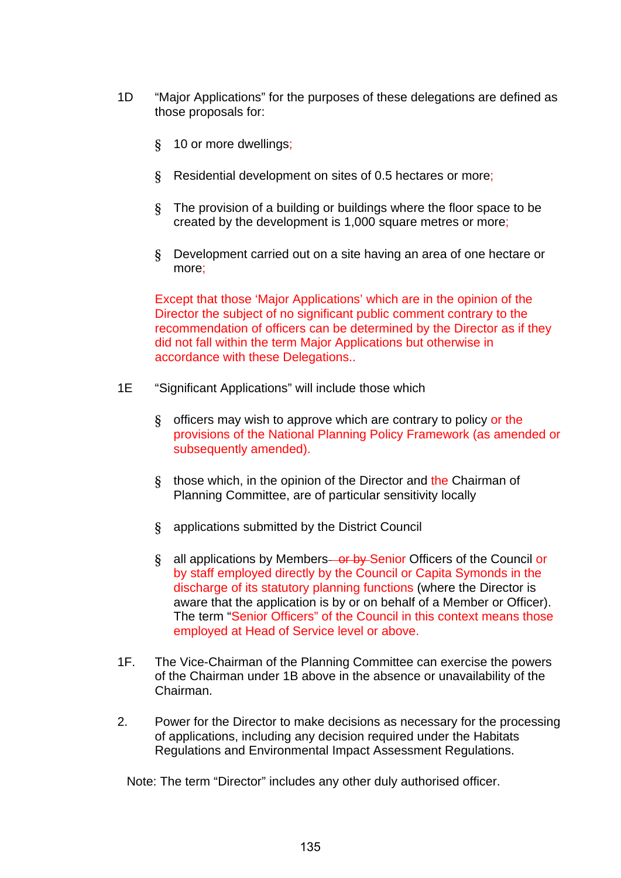1D “Major Applications” for the purposes of these delegations are defined as those proposals for:

- 10 or more dwellings;
- Residential development on sites of 0.5 hectares or more;
- The provision of a building or buildings where the floor space to be created by the development is 1,000 square metres or more;
- Development carried out on a site having an area of one hectare or more;

Except that those ‘Major Applications’ which are in the opinion of the Director the subject of no significant public comment contrary to the recommendation of officers can be determined by the Director as if they did not fall within the term Major Applications but otherwise in accordance with these Delegations..

1E “Significant Applications” will include those which

- officers may wish to approve which are contrary to policy or the provisions of the National Planning Policy Framework (as amended or subsequently amended).
- those which, in the opinion of the Director and the Chairman of Planning Committee, are of particular sensitivity locally
- applications submitted by the District Council
- all applications by Members ~~or by~~ Senior Officers of the Council or by staff employed directly by the Council or Capita Symonds in the discharge of its statutory planning functions (where the Director is aware that the application is by or on behalf of a Member or Officer). The term “Senior Officers” of the Council in this context means those employed at Head of Service level or above.

1F. The Vice-Chairman of the Planning Committee can exercise the powers of the Chairman under 1B above in the absence or unavailability of the Chairman.

2. Power for the Director to make decisions as necessary for the processing of applications, including any decision required under the Habitats Regulations and Environmental Impact Assessment Regulations.

Note: The term “Director” includes any other duly authorised officer.